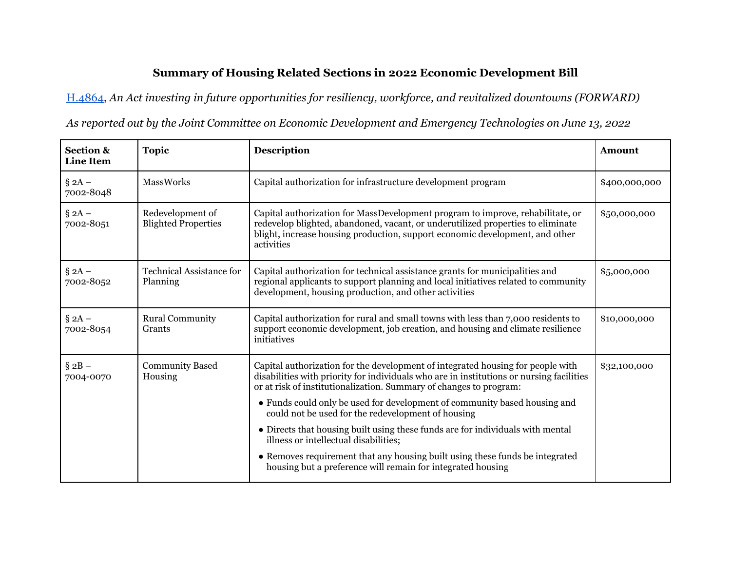# Summary of Housing Related Sections in 2022 Economic Development Bill

[H.4864](H.4864), *An Act investing in future opportunities for resiliency, workforce, and revitalized downtowns (FORWARD)*

*As reported out by the Joint Committee on Economic Development and Emergency Technologies on June 13, 2022*

| Section & Line Item | Topic | Description | Amount |
|---|---|---|---|
| § 2A – 7002-8048 | MassWorks | Capital authorization for infrastructure development program | $400,000,000 |
| § 2A – 7002-8051 | Redevelopment of Blighted Properties | Capital authorization for MassDevelopment program to improve, rehabilitate, or redevelop blighted, abandoned, vacant, or underutilized properties to eliminate blight, increase housing production, support economic development, and other activities | $50,000,000 |
| § 2A – 7002-8052 | Technical Assistance for Planning | Capital authorization for technical assistance grants for municipalities and regional applicants to support planning and local initiatives related to community development, housing production, and other activities | $5,000,000 |
| § 2A – 7002-8054 | Rural Community Grants | Capital authorization for rural and small towns with less than 7,000 residents to support economic development, job creation, and housing and climate resilience initiatives | $10,000,000 |
| § 2B – 7004-0070 | Community Based Housing | Capital authorization for the development of integrated housing for people with disabilities with priority for individuals who are in institutions or nursing facilities or at risk of institutionalization. Summary of changes to program:<br>● Funds could only be used for development of community based housing and could not be used for the redevelopment of housing<br>● Directs that housing built using these funds are for individuals with mental illness or intellectual disabilities;<br>● Removes requirement that any housing built using these funds be integrated housing but a preference will remain for integrated housing | $32,100,000 |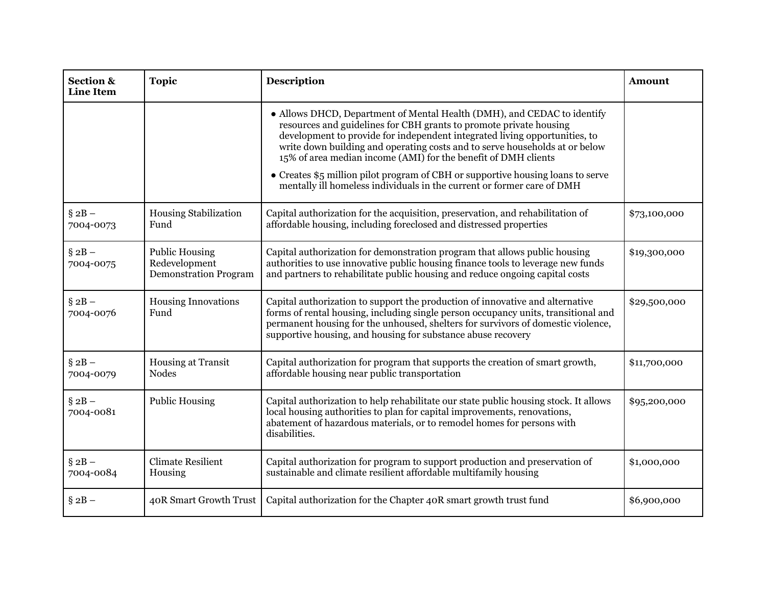| Section & Line Item | Topic | Description | Amount |
| --- | --- | --- | --- |
| | | • Allows DHCD, Department of Mental Health (DMH), and CEDAC to identify resources and guidelines for CBH grants to promote private housing development to provide for independent integrated living opportunities, to write down building and operating costs and to serve households at or below 15% of area median income (AMI) for the benefit of DMH clients<br>• Creates $5 million pilot program of CBH or supportive housing loans to serve mentally ill homeless individuals in the current or former care of DMH | |
| § 2B – 7004-0073 | Housing Stabilization Fund | Capital authorization for the acquisition, preservation, and rehabilitation of affordable housing, including foreclosed and distressed properties | $73,100,000 |
| § 2B – 7004-0075 | Public Housing Redevelopment Demonstration Program | Capital authorization for demonstration program that allows public housing authorities to use innovative public housing finance tools to leverage new funds and partners to rehabilitate public housing and reduce ongoing capital costs | $19,300,000 |
| § 2B – 7004-0076 | Housing Innovations Fund | Capital authorization to support the production of innovative and alternative forms of rental housing, including single person occupancy units, transitional and permanent housing for the unhoused, shelters for survivors of domestic violence, supportive housing, and housing for substance abuse recovery | $29,500,000 |
| § 2B – 7004-0079 | Housing at Transit Nodes | Capital authorization for program that supports the creation of smart growth, affordable housing near public transportation | $11,700,000 |
| § 2B – 7004-0081 | Public Housing | Capital authorization to help rehabilitate our state public housing stock. It allows local housing authorities to plan for capital improvements, renovations, abatement of hazardous materials, or to remodel homes for persons with disabilities. | $95,200,000 |
| § 2B – 7004-0084 | Climate Resilient Housing | Capital authorization for program to support production and preservation of sustainable and climate resilient affordable multifamily housing | $1,000,000 |
| § 2B – | 40R Smart Growth Trust | Capital authorization for the Chapter 40R smart growth trust fund | $6,900,000 |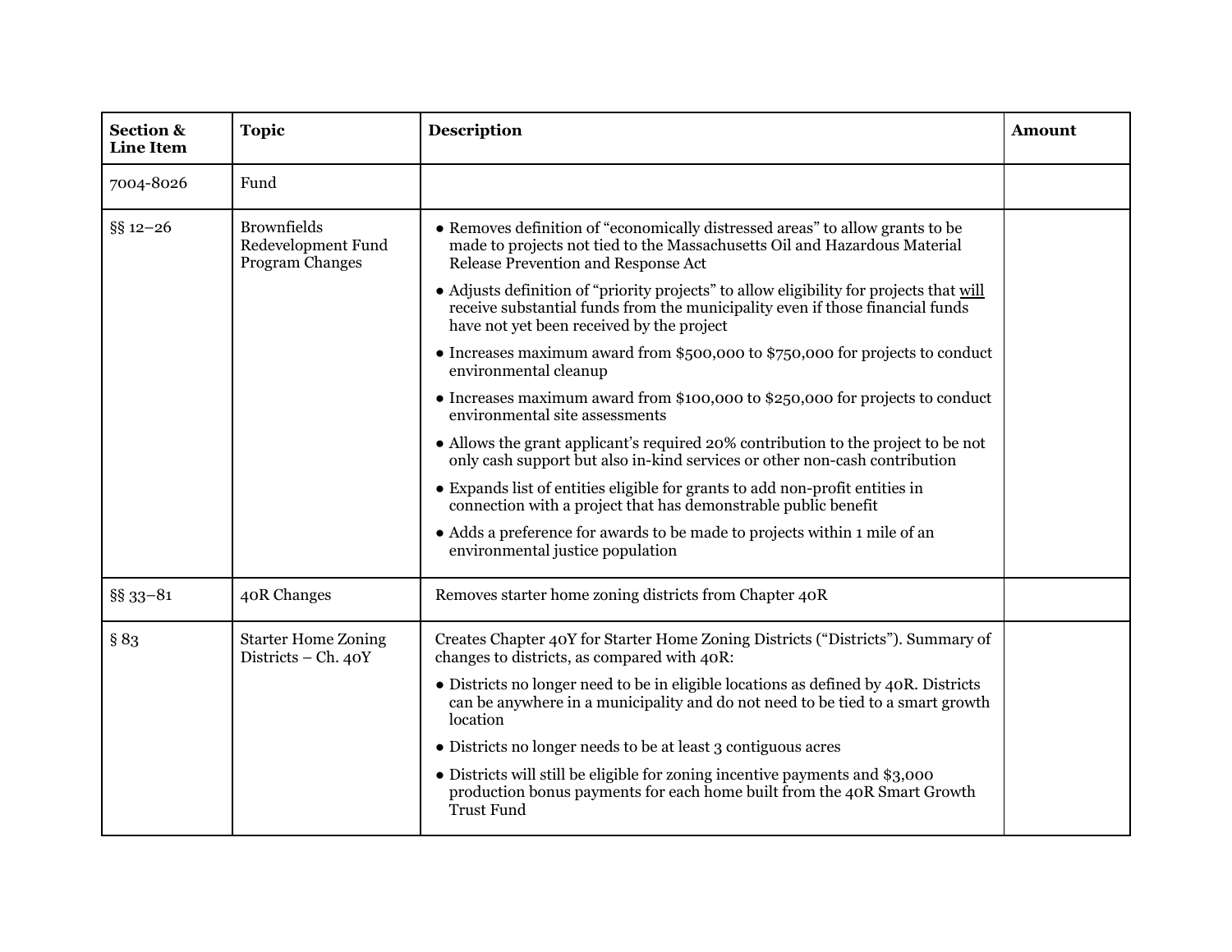| Section & Line Item | Topic | Description | Amount |
|---|---|---|---|
| 7004-8026 | Fund | | |
| §§ 12–26 | Brownfields Redevelopment Fund Program Changes | ● Removes definition of "economically distressed areas" to allow grants to be made to projects not tied to the Massachusetts Oil and Hazardous Material Release Prevention and Response Act<br>● Adjusts definition of "priority projects" to allow eligibility for projects that will receive substantial funds from the municipality even if those financial funds have not yet been received by the project<br>● Increases maximum award from $500,000 to $750,000 for projects to conduct environmental cleanup<br>● Increases maximum award from $100,000 to $250,000 for projects to conduct environmental site assessments<br>● Allows the grant applicant's required 20% contribution to the project to be not only cash support but also in-kind services or other non-cash contribution<br>● Expands list of entities eligible for grants to add non-profit entities in connection with a project that has demonstrable public benefit<br>● Adds a preference for awards to be made to projects within 1 mile of an environmental justice population | |
| §§ 33–81 | 40R Changes | Removes starter home zoning districts from Chapter 40R | |
| § 83 | Starter Home Zoning Districts – Ch. 40Y | Creates Chapter 40Y for Starter Home Zoning Districts ("Districts"). Summary of changes to districts, as compared with 40R:<br>● Districts no longer need to be in eligible locations as defined by 40R. Districts can be anywhere in a municipality and do not need to be tied to a smart growth location<br>● Districts no longer needs to be at least 3 contiguous acres<br>● Districts will still be eligible for zoning incentive payments and $3,000 production bonus payments for each home built from the 40R Smart Growth Trust Fund | |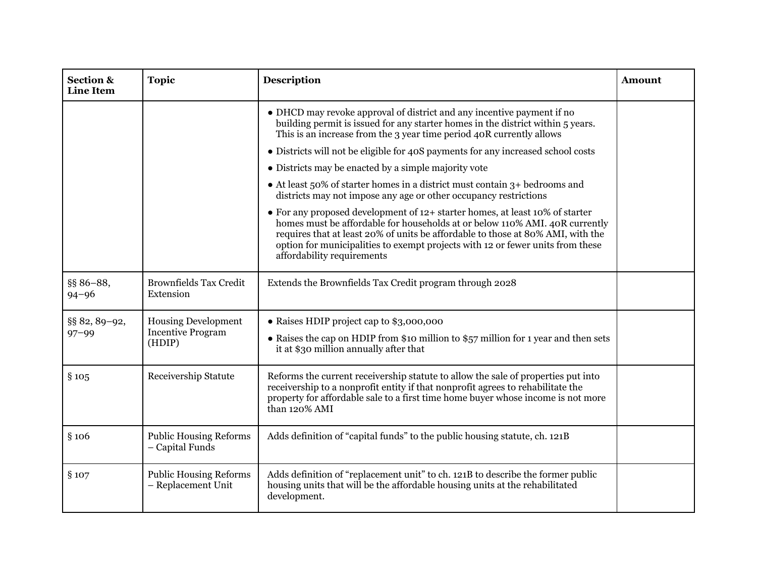| Section & Line Item | Topic | Description | Amount |
|---|---|---|---|
| | | • DHCD may revoke approval of district and any incentive payment if no building permit is issued for any starter homes in the district within 5 years. This is an increase from the 3 year time period 40R currently allows<br>• Districts will not be eligible for 40S payments for any increased school costs<br>• Districts may be enacted by a simple majority vote<br>• At least 50% of starter homes in a district must contain 3+ bedrooms and districts may not impose any age or other occupancy restrictions<br>• For any proposed development of 12+ starter homes, at least 10% of starter homes must be affordable for households at or below 110% AMI. 40R currently requires that at least 20% of units be affordable to those at 80% AMI, with the option for municipalities to exempt projects with 12 or fewer units from these affordability requirements | |
| §§ 86–88, 94–96 | Brownfields Tax Credit Extension | Extends the Brownfields Tax Credit program through 2028 | |
| §§ 82, 89–92, 97–99 | Housing Development Incentive Program (HDIP) | • Raises HDIP project cap to $3,000,000<br>• Raises the cap on HDIP from $10 million to $57 million for 1 year and then sets it at $30 million annually after that | |
| § 105 | Receivership Statute | Reforms the current receivership statute to allow the sale of properties put into receivership to a nonprofit entity if that nonprofit agrees to rehabilitate the property for affordable sale to a first time home buyer whose income is not more than 120% AMI | |
| § 106 | Public Housing Reforms – Capital Funds | Adds definition of "capital funds" to the public housing statute, ch. 121B | |
| § 107 | Public Housing Reforms – Replacement Unit | Adds definition of "replacement unit" to ch. 121B to describe the former public housing units that will be the affordable housing units at the rehabilitated development. | |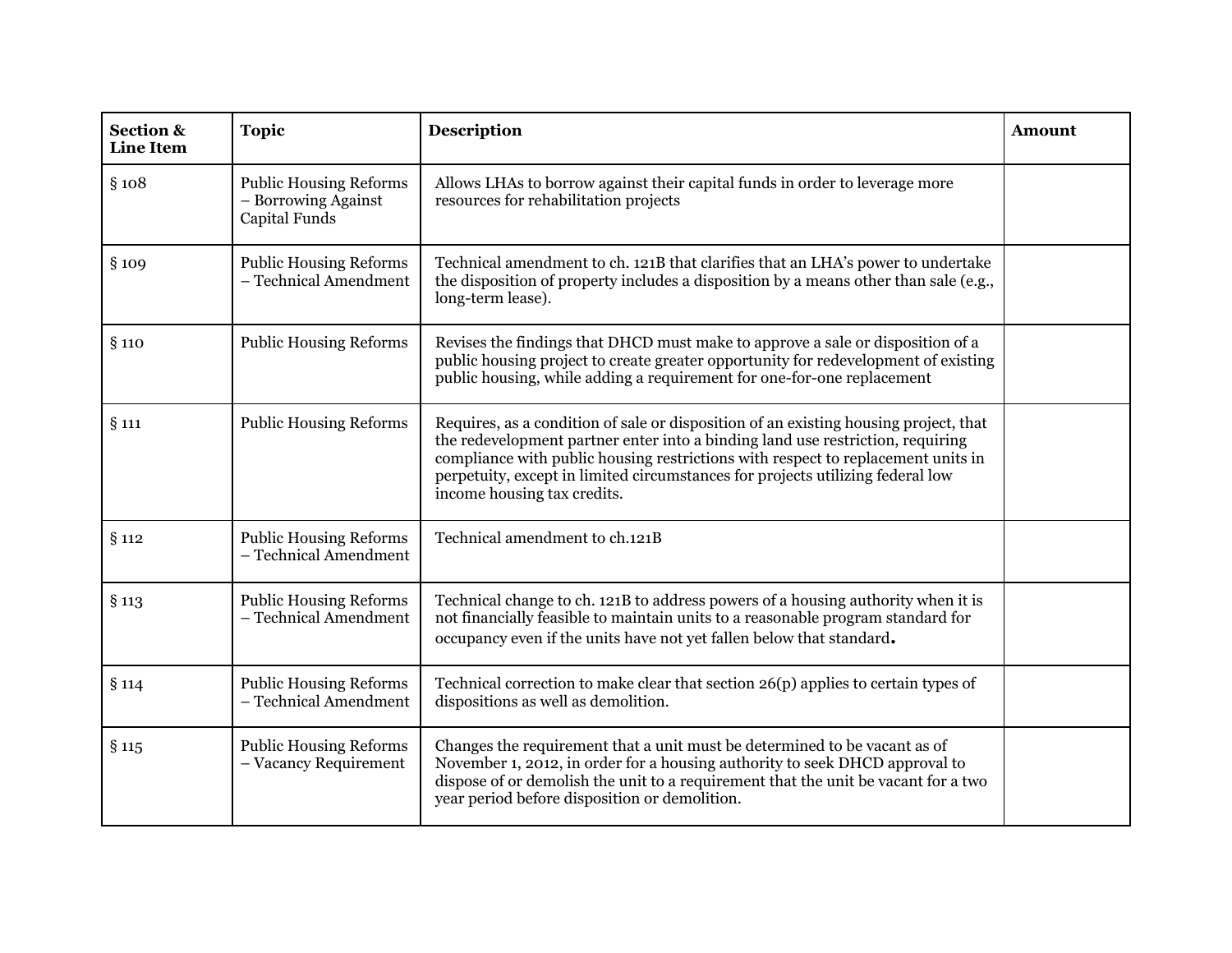| Section & Line Item | Topic | Description | Amount |
|---|---|---|---|
| § 108 | Public Housing Reforms – Borrowing Against Capital Funds | Allows LHAs to borrow against their capital funds in order to leverage more resources for rehabilitation projects | |
| § 109 | Public Housing Reforms – Technical Amendment | Technical amendment to ch. 121B that clarifies that an LHA's power to undertake the disposition of property includes a disposition by a means other than sale (e.g., long-term lease). | |
| § 110 | Public Housing Reforms | Revises the findings that DHCD must make to approve a sale or disposition of a public housing project to create greater opportunity for redevelopment of existing public housing, while adding a requirement for one-for-one replacement | |
| § 111 | Public Housing Reforms | Requires, as a condition of sale or disposition of an existing housing project, that the redevelopment partner enter into a binding land use restriction, requiring compliance with public housing restrictions with respect to replacement units in perpetuity, except in limited circumstances for projects utilizing federal low income housing tax credits. | |
| § 112 | Public Housing Reforms – Technical Amendment | Technical amendment to ch.121B | |
| § 113 | Public Housing Reforms – Technical Amendment | Technical change to ch. 121B to address powers of a housing authority when it is not financially feasible to maintain units to a reasonable program standard for occupancy even if the units have not yet fallen below that standard. | |
| § 114 | Public Housing Reforms – Technical Amendment | Technical correction to make clear that section 26(p) applies to certain types of dispositions as well as demolition. | |
| § 115 | Public Housing Reforms – Vacancy Requirement | Changes the requirement that a unit must be determined to be vacant as of November 1, 2012, in order for a housing authority to seek DHCD approval to dispose of or demolish the unit to a requirement that the unit be vacant for a two year period before disposition or demolition. | |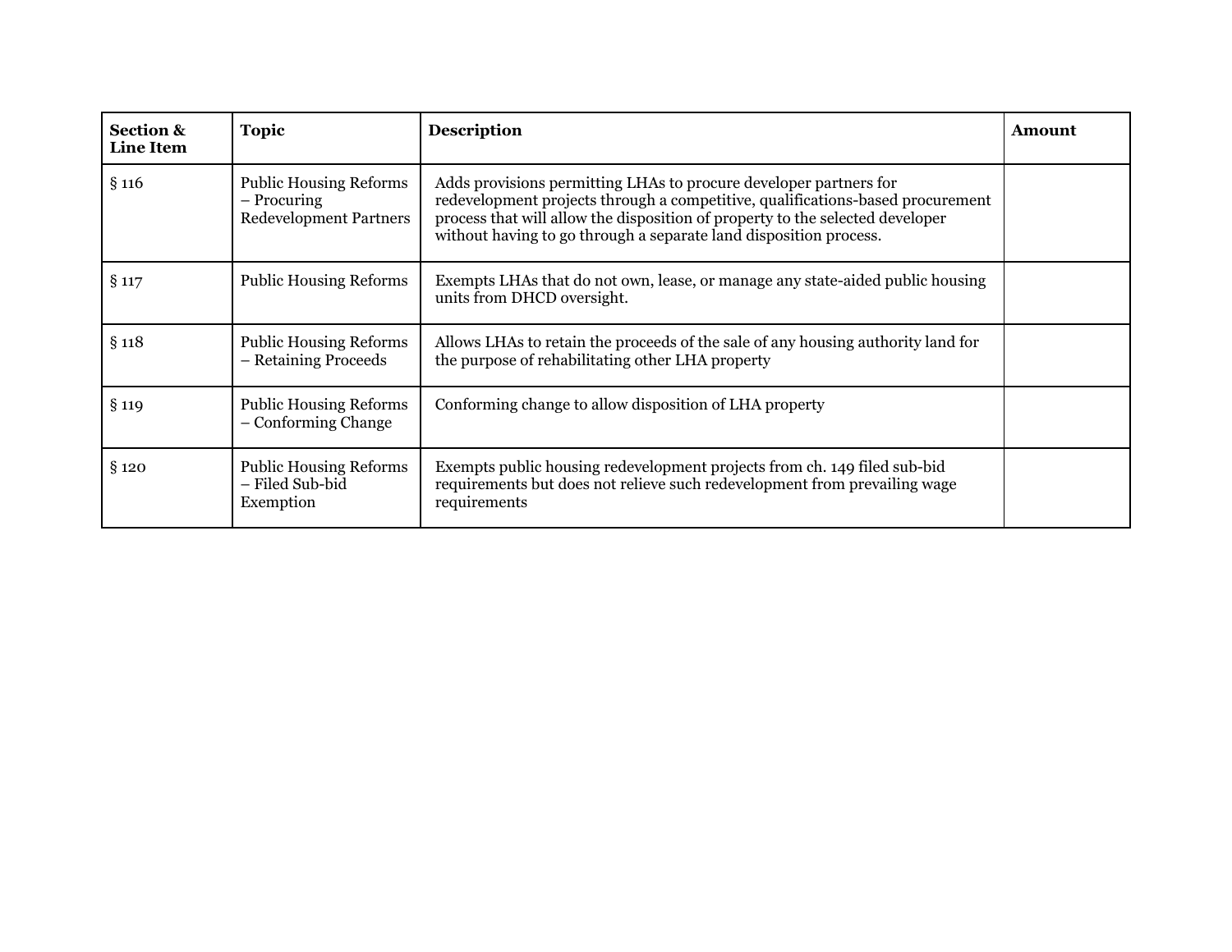| Section & Line Item | Topic | Description | Amount |
|---|---|---|---|
| § 116 | Public Housing Reforms – Procuring Redevelopment Partners | Adds provisions permitting LHAs to procure developer partners for redevelopment projects through a competitive, qualifications-based procurement process that will allow the disposition of property to the selected developer without having to go through a separate land disposition process. | |
| § 117 | Public Housing Reforms | Exempts LHAs that do not own, lease, or manage any state-aided public housing units from DHCD oversight. | |
| § 118 | Public Housing Reforms – Retaining Proceeds | Allows LHAs to retain the proceeds of the sale of any housing authority land for the purpose of rehabilitating other LHA property | |
| § 119 | Public Housing Reforms – Conforming Change | Conforming change to allow disposition of LHA property | |
| § 120 | Public Housing Reforms – Filed Sub-bid Exemption | Exempts public housing redevelopment projects from ch. 149 filed sub-bid requirements but does not relieve such redevelopment from prevailing wage requirements | |